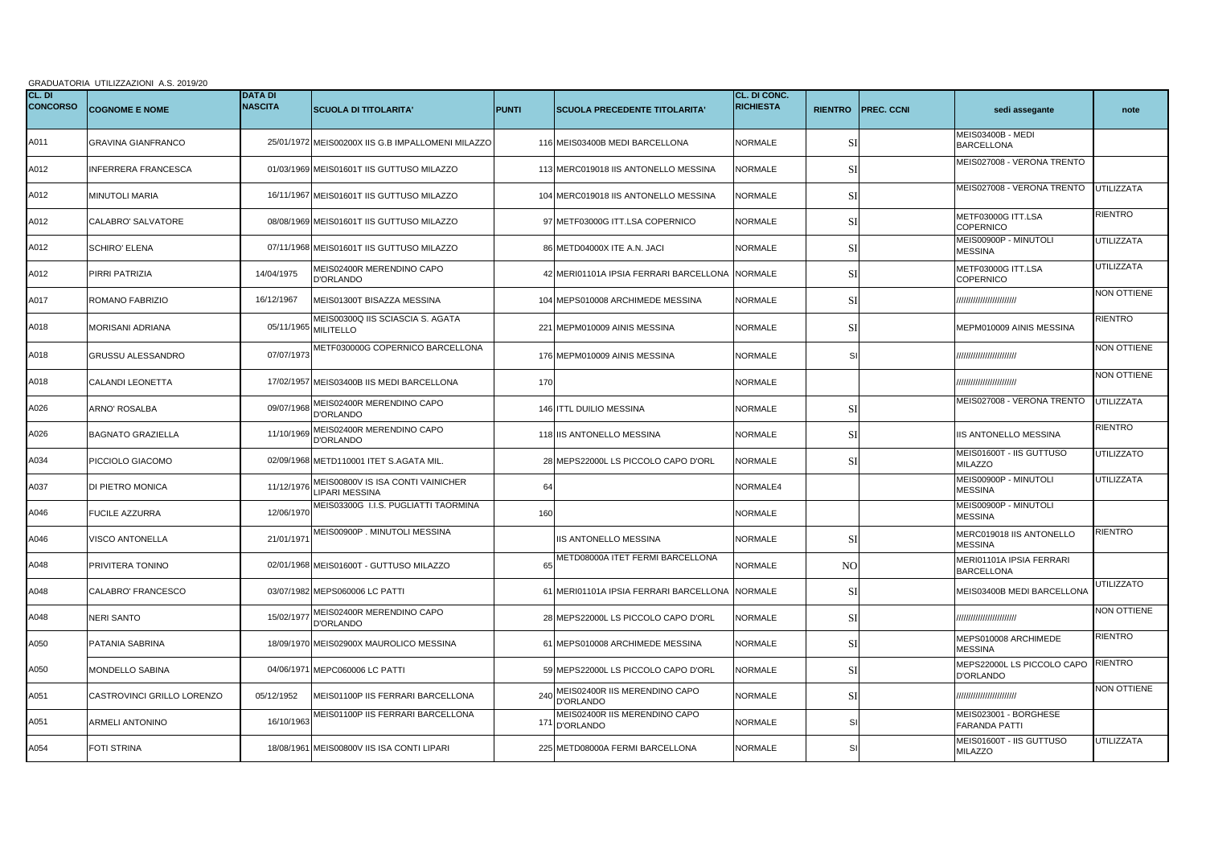GRADUATORIA UTILIZZAZIONI A.S. 2019/20

| CL. DI CONCORSO | COGNOME E NOME | DATA DI NASCITA | SCUOLA DI TITOLARITA' | PUNTI | SCUOLA PRECEDENTE TITOLARITA' | CL. DI CONC. RICHIESTA | RIENTRO | PREC. CCNI | sedi assegante | note |
|---|---|---|---|---|---|---|---|---|---|---|
| A011 | GRAVINA GIANFRANCO | 25/01/1972 | MEIS00200X IIS G.B IMPALLOMENI MILAZZO | 116 | MEIS03400B MEDI BARCELLONA | NORMALE | SI | | MEIS03400B - MEDI BARCELLONA | |
| A012 | INFERRERA FRANCESCA | 01/03/1969 | MEIS01601T IIS GUTTUSO MILAZZO | 113 | MERC019018 IIS ANTONELLO MESSINA | NORMALE | SI | | MEIS027008 - VERONA TRENTO | |
| A012 | MINUTOLI MARIA | 16/11/1967 | MEIS01601T IIS GUTTUSO MILAZZO | 104 | MERC019018 IIS ANTONELLO MESSINA | NORMALE | SI | | MEIS027008 - VERONA TRENTO | UTILIZZATA |
| A012 | CALABRO' SALVATORE | 08/08/1969 | MEIS01601T IIS GUTTUSO MILAZZO | 97 | METF03000G ITT.LSA COPERNICO | NORMALE | SI | | METF03000G ITT.LSA COPERNICO | RIENTRO |
| A012 | SCHIRO' ELENA | 07/11/1968 | MEIS01601T IIS GUTTUSO MILAZZO | 86 | METD04000X ITE A.N. JACI | NORMALE | SI | | MEIS00900P - MINUTOLI MESSINA | UTILIZZATA |
| A012 | PIRRI PATRIZIA | 14/04/1975 | MEIS02400R MERENDINO CAPO D'ORLANDO | 42 | MERI01101A IPSIA FERRARI BARCELLONA | NORMALE | SI | | METF03000G ITT.LSA COPERNICO | UTILIZZATA |
| A017 | ROMANO FABRIZIO | 16/12/1967 | MEIS01300T BISAZZA MESSINA | 104 | MEPS010008 ARCHIMEDE MESSINA | NORMALE | SI | | ////////////////////// | NON OTTIENE |
| A018 | MORISANI ADRIANA | 05/11/1965 | MEIS00300Q IIS SCIASCIA S. AGATA MILITELLO | 221 | MEPM010009 AINIS MESSINA | NORMALE | SI | | MEPM010009 AINIS MESSINA | RIENTRO |
| A018 | GRUSSU ALESSANDRO | 07/07/1973 | METF030000G COPERNICO BARCELLONA | 176 | MEPM010009 AINIS MESSINA | NORMALE | SI | | ////////////////////// | NON OTTIENE |
| A018 | CALANDI LEONETTA | 17/02/1957 | MEIS03400B IIS MEDI BARCELLONA | 170 | | NORMALE | | | ////////////////////// | NON OTTIENE |
| A026 | ARNO' ROSALBA | 09/07/1968 | MEIS02400R MERENDINO CAPO D'ORLANDO | 146 | ITTL DUILIO MESSINA | NORMALE | SI | | MEIS027008 - VERONA TRENTO | UTILIZZATA |
| A026 | BAGNATO GRAZIELLA | 11/10/1969 | MEIS02400R MERENDINO CAPO D'ORLANDO | 118 | IIS ANTONELLO MESSINA | NORMALE | SI | | IIS ANTONELLO MESSINA | RIENTRO |
| A034 | PICCIOLO GIACOMO | 02/09/1968 | METD110001 ITET S.AGATA MIL. | 28 | MEPS22000L LS PICCOLO CAPO D'ORL | NORMALE | SI | | MEIS01600T - IIS GUTTUSO MILAZZO | UTILIZZATO |
| A037 | DI PIETRO MONICA | 11/12/1976 | MEIS00800V IS ISA CONTI VAINICHER LIPARI MESSINA | 64 | | NORMALE4 | | | MEIS00900P - MINUTOLI MESSINA | UTILIZZATA |
| A046 | FUCILE AZZURRA | 12/06/1970 | MEIS03300G I.I.S. PUGLIATTI TAORMINA | 160 | | NORMALE | | | MEIS00900P - MINUTOLI MESSINA | |
| A046 | VISCO ANTONELLA | 21/01/1971 | MEIS00900P . MINUTOLI MESSINA | | IIS ANTONELLO MESSINA | NORMALE | SI | | MERC019018 IIS ANTONELLO MESSINA | RIENTRO |
| A048 | PRIVITERA TONINO | 02/01/1968 | MEIS01600T - GUTTUSO MILAZZO | 65 | METD08000A ITET FERMI BARCELLONA | NORMALE | NO | | MERI01101A IPSIA FERRARI BARCELLONA | |
| A048 | CALABRO' FRANCESCO | 03/07/1982 | MEPS060006 LC PATTI | 61 | MERI01101A IPSIA FERRARI BARCELLONA | NORMALE | SI | | MEIS03400B MEDI BARCELLONA | UTILIZZATO |
| A048 | NERI SANTO | 15/02/1977 | MEIS02400R MERENDINO CAPO D'ORLANDO | 28 | MEPS22000L LS PICCOLO CAPO D'ORL | NORMALE | SI | | ////////////////////// | NON OTTIENE |
| A050 | PATANIA SABRINA | 18/09/1970 | MEIS02900X MAUROLICO MESSINA | 61 | MEPS010008 ARCHIMEDE MESSINA | NORMALE | SI | | MEPS010008 ARCHIMEDE MESSINA | RIENTRO |
| A050 | MONDELLO SABINA | 04/06/1971 | MEPC060006 LC PATTI | 59 | MEPS22000L LS PICCOLO CAPO D'ORL | NORMALE | SI | | MEPS22000L LS PICCOLO CAPO D'ORLANDO | RIENTRO |
| A051 | CASTROVINCI GRILLO LORENZO | 05/12/1952 | MEIS01100P IIS FERRARI BARCELLONA | 240 | MEIS02400R IIS MERENDINO CAPO D'ORLANDO | NORMALE | SI | | ////////////////////// | NON OTTIENE |
| A051 | ARMELI ANTONINO | 16/10/1963 | MEIS01100P IIS FERRARI BARCELLONA | 171 | MEIS02400R IIS MERENDINO CAPO D'ORLANDO | NORMALE | SI | | MEIS023001 - BORGHESE FARANDA PATTI | |
| A054 | FOTI STRINA | 18/08/1961 | MEIS00800V IIS ISA CONTI LIPARI | 225 | METD08000A FERMI BARCELLONA | NORMALE | SI | | MEIS01600T - IIS GUTTUSO MILAZZO | UTILIZZATA |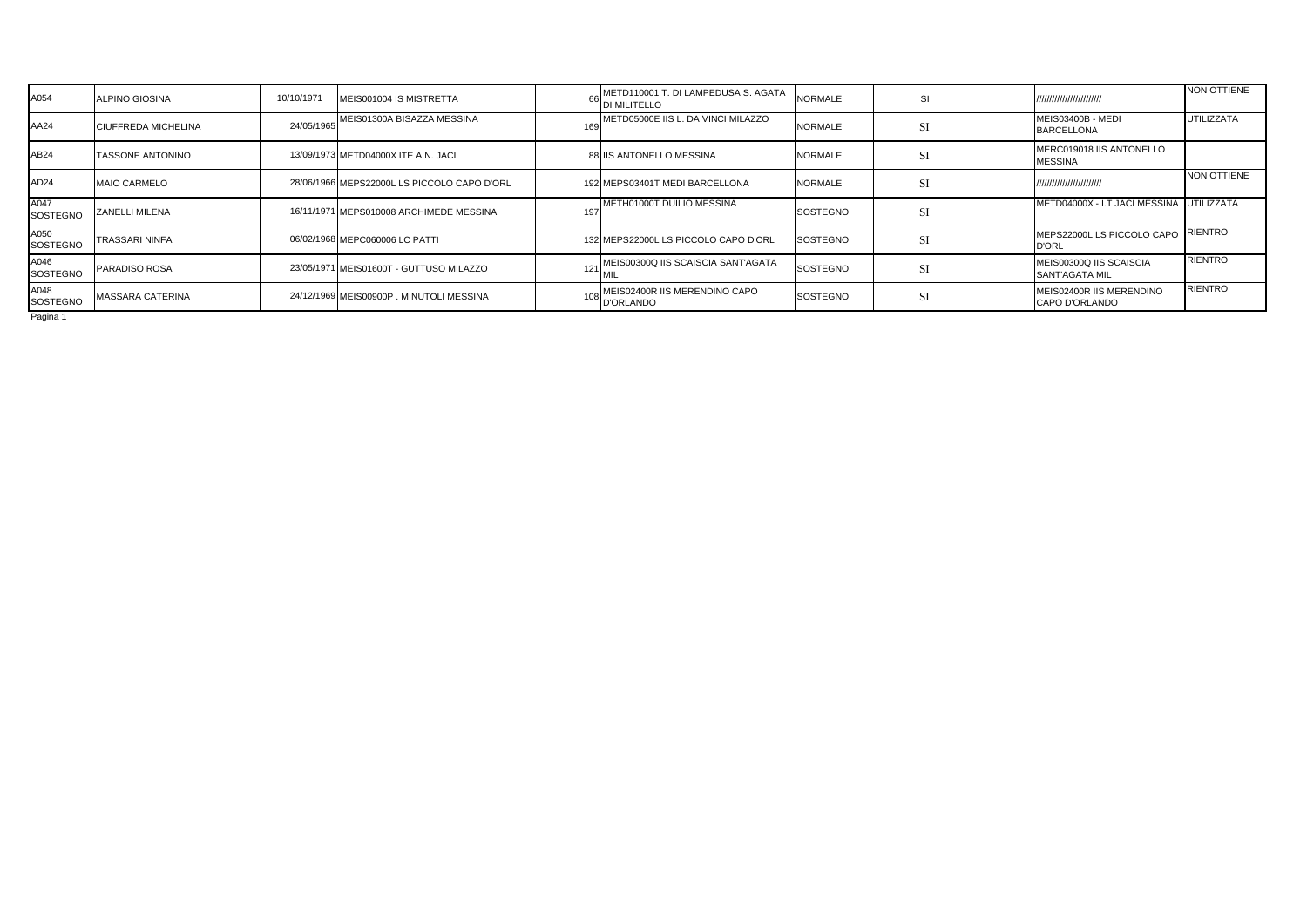| | | | | | | | | | | |
|---|---|---|---|---|---|---|---|---|---|---|
| A054 | ALPINO GIOSINA | 10/10/1971 | MEIS001004 IS MISTRETTA | 66 | METD110001 T. DI LAMPEDUSA S. AGATA DI MILITELLO | NORMALE | SI | | //////////////////////// | NON OTTIENE |
| AA24 | CIUFFREDA MICHELINA | 24/05/1965 | MEIS01300A BISAZZA MESSINA | 169 | METD05000E IIS L. DA VINCI MILAZZO | NORMALE | SI | | MEIS03400B - MEDI BARCELLONA | UTILIZZATA |
| AB24 | TASSONE ANTONINO | 13/09/1973 | METD04000X ITE A.N. JACI | 88 | IIS ANTONELLO MESSINA | NORMALE | SI | | MERC019018 IIS ANTONELLO MESSINA | |
| AD24 | MAIO CARMELO | 28/06/1966 | MEPS22000L LS PICCOLO CAPO D'ORL | 192 | MEPS03401T MEDI BARCELLONA | NORMALE | SI | | //////////////////////// | NON OTTIENE |
| A047 SOSTEGNO | ZANELLI MILENA | 16/11/1971 | MEPS010008 ARCHIMEDE MESSINA | 197 | METH01000T DUILIO MESSINA | SOSTEGNO | SI | | METD04000X - I.T JACI MESSINA | UTILIZZATA |
| A050 SOSTEGNO | TRASSARI NINFA | 06/02/1968 | MEPC060006 LC PATTI | 132 | MEPS22000L LS PICCOLO CAPO D'ORL | SOSTEGNO | SI | | MEPS22000L LS PICCOLO CAPO D'ORL | RIENTRO |
| A046 SOSTEGNO | PARADISO ROSA | 23/05/1971 | MEIS01600T - GUTTUSO MILAZZO | 121 | MEIS00300Q IIS SCAISCIA SANT'AGATA MIL | SOSTEGNO | SI | | MEIS00300Q IIS SCAISCIA SANT'AGATA MIL | RIENTRO |
| A048 SOSTEGNO | MASSARA CATERINA | 24/12/1969 | MEIS00900P . MINUTOLI MESSINA | 108 | MEIS02400R IIS MERENDINO CAPO D'ORLANDO | SOSTEGNO | SI | | MEIS02400R IIS MERENDINO CAPO D'ORLANDO | RIENTRO |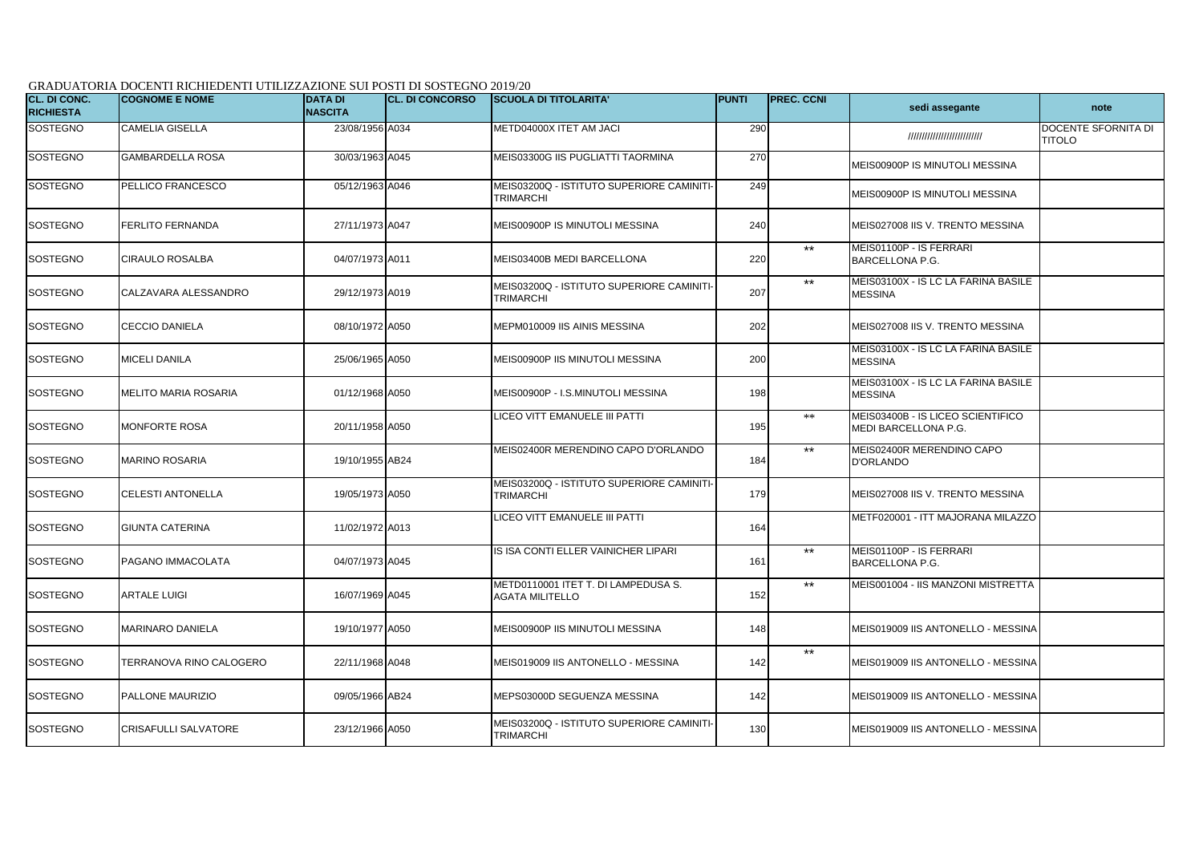GRADUATORIA DOCENTI RICHIEDENTI UTILIZZAZIONE SUI POSTI DI SOSTEGNO 2019/20

| CL. DI CONC. RICHIESTA | COGNOME E NOME | DATA DI NASCITA | CL. DI CONCORSO | SCUOLA DI TITOLARITA' | PUNTI | PREC. CCNI | sedi assegante | note |
|---|---|---|---|---|---|---|---|---|
| SOSTEGNO | CAMELIA GISELLA | 23/08/1956 | A034 | METD04000X ITET AM JACI | 290 | | ///////////////////////// | DOCENTE SFORNITA DI TITOLO |
| SOSTEGNO | GAMBARDELLA ROSA | 30/03/1963 | A045 | MEIS03300G IIS PUGLIATTI TAORMINA | 270 | | MEIS00900P IS MINUTOLI MESSINA | |
| SOSTEGNO | PELLICO FRANCESCO | 05/12/1963 | A046 | MEIS03200Q - ISTITUTO SUPERIORE CAMINITI-TRIMARCHI | 249 | | MEIS00900P IS MINUTOLI MESSINA | |
| SOSTEGNO | FERLITO FERNANDA | 27/11/1973 | A047 | MEIS00900P IS MINUTOLI MESSINA | 240 | | MEIS027008 IIS V. TRENTO MESSINA | |
| SOSTEGNO | CIRAULO ROSALBA | 04/07/1973 | A011 | MEIS03400B MEDI BARCELLONA | 220 | ** | MEIS01100P - IS FERRARI BARCELLONA P.G. | |
| SOSTEGNO | CALZAVARA ALESSANDRO | 29/12/1973 | A019 | MEIS03200Q - ISTITUTO SUPERIORE CAMINITI-TRIMARCHI | 207 | ** | MEIS03100X - IS LC LA FARINA BASILE MESSINA | |
| SOSTEGNO | CECCIO DANIELA | 08/10/1972 | A050 | MEPM010009 IIS AINIS MESSINA | 202 | | MEIS027008 IIS V. TRENTO MESSINA | |
| SOSTEGNO | MICELI DANILA | 25/06/1965 | A050 | MEIS00900P IIS MINUTOLI MESSINA | 200 | | MEIS03100X - IS LC LA FARINA BASILE MESSINA | |
| SOSTEGNO | MELITO MARIA ROSARIA | 01/12/1968 | A050 | MEIS00900P - I.S.MINUTOLI MESSINA | 198 | | MEIS03100X - IS LC LA FARINA BASILE MESSINA | |
| SOSTEGNO | MONFORTE ROSA | 20/11/1958 | A050 | LICEO VITT EMANUELE III PATTI | 195 | ** | MEIS03400B - IS LICEO SCIENTIFICO MEDI BARCELLONA P.G. | |
| SOSTEGNO | MARINO ROSARIA | 19/10/1955 | AB24 | MEIS02400R MERENDINO CAPO D'ORLANDO | 184 | ** | MEIS02400R MERENDINO CAPO D'ORLANDO | |
| SOSTEGNO | CELESTI ANTONELLA | 19/05/1973 | A050 | MEIS03200Q - ISTITUTO SUPERIORE CAMINITI-TRIMARCHI | 179 | | MEIS027008 IIS V. TRENTO MESSINA | |
| SOSTEGNO | GIUNTA CATERINA | 11/02/1972 | A013 | LICEO VITT EMANUELE III PATTI | 164 | | METF020001 - ITT MAJORANA MILAZZO | |
| SOSTEGNO | PAGANO IMMACOLATA | 04/07/1973 | A045 | IS ISA CONTI ELLER VAINICHER LIPARI | 161 | ** | MEIS01100P - IS FERRARI BARCELLONA P.G. | |
| SOSTEGNO | ARTALE LUIGI | 16/07/1969 | A045 | METD0110001 ITET T. DI LAMPEDUSA S. AGATA MILITELLO | 152 | ** | MEIS001004 - IIS MANZONI MISTRETTA | |
| SOSTEGNO | MARINARO DANIELA | 19/10/1977 | A050 | MEIS00900P IIS MINUTOLI MESSINA | 148 | | MEIS019009 IIS ANTONELLO - MESSINA | |
| SOSTEGNO | TERRANOVA RINO CALOGERO | 22/11/1968 | A048 | MEIS019009 IIS ANTONELLO - MESSINA | 142 | ** | MEIS019009 IIS ANTONELLO - MESSINA | |
| SOSTEGNO | PALLONE MAURIZIO | 09/05/1966 | AB24 | MEPS03000D SEGUENZA MESSINA | 142 | | MEIS019009 IIS ANTONELLO - MESSINA | |
| SOSTEGNO | CRISAFULLI SALVATORE | 23/12/1966 | A050 | MEIS03200Q - ISTITUTO SUPERIORE CAMINITI-TRIMARCHI | 130 | | MEIS019009 IIS ANTONELLO - MESSINA | |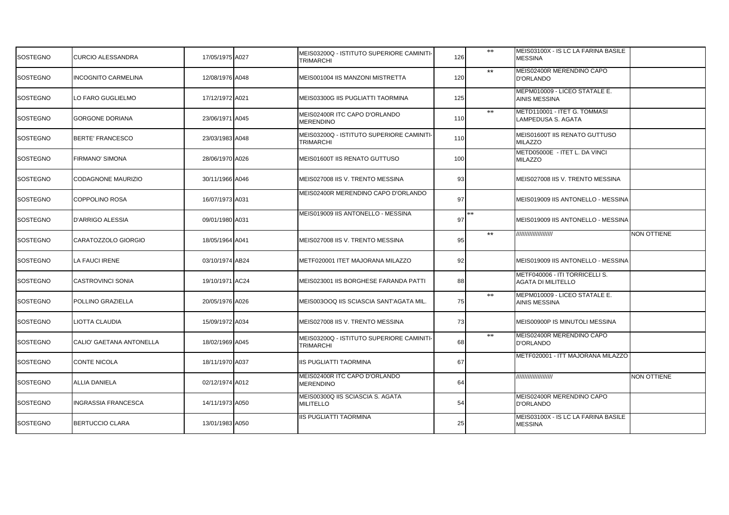| | | | | | | | | |
|---|---|---|---|---|---|---|---|---|
| SOSTEGNO | CURCIO ALESSANDRA | 17/05/1975 | A027 | MEIS03200Q - ISTITUTO SUPERIORE CAMINITI-TRIMARCHI | 126 | ** | MEIS03100X - IS LC LA FARINA BASILE MESSINA | |
| SOSTEGNO | INCOGNITO CARMELINA | 12/08/1976 | A048 | MEIS001004 IIS MANZONI MISTRETTA | 120 | ** | MEIS02400R MERENDINO CAPO D'ORLANDO | |
| SOSTEGNO | LO FARO GUGLIELMO | 17/12/1972 | A021 | MEIS03300G IIS PUGLIATTI TAORMINA | 125 | | MEPM010009 - LICEO STATALE E. AINIS MESSINA | |
| SOSTEGNO | GORGONE DORIANA | 23/06/1971 | A045 | MEIS02400R ITC CAPO D'ORLANDO MERENDINO | 110 | ** | METD110001 - ITET G. TOMMASI LAMPEDUSA S. AGATA | |
| SOSTEGNO | BERTE' FRANCESCO | 23/03/1983 | A048 | MEIS03200Q - ISTITUTO SUPERIORE CAMINITI-TRIMARCHI | 110 | | MEIS01600T IIS RENATO GUTTUSO MILAZZO | |
| SOSTEGNO | FIRMANO' SIMONA | 28/06/1970 | A026 | MEIS01600T IIS RENATO GUTTUSO | 100 | | METD05000E - ITET L. DA VINCI MILAZZO | |
| SOSTEGNO | CODAGNONE MAURIZIO | 30/11/1966 | A046 | MEIS027008 IIS V. TRENTO MESSINA | 93 | | MEIS027008 IIS V. TRENTO MESSINA | |
| SOSTEGNO | COPPOLINO ROSA | 16/07/1973 | A031 | MEIS02400R MERENDINO CAPO D'ORLANDO | 97 | | MEIS019009 IIS ANTONELLO - MESSINA | |
| SOSTEGNO | D'ARRIGO ALESSIA | 09/01/1980 | A031 | MEIS019009 IIS ANTONELLO - MESSINA | 97 | ** | MEIS019009 IIS ANTONELLO - MESSINA | |
| SOSTEGNO | CARATOZZOLO GIORGIO | 18/05/1964 | A041 | MEIS027008 IIS V. TRENTO MESSINA | 95 | ** | //////////////////// | NON OTTIENE |
| SOSTEGNO | LA FAUCI IRENE | 03/10/1974 | AB24 | METF020001 ITET MAJORANA MILAZZO | 92 | | MEIS019009 IIS ANTONELLO - MESSINA | |
| SOSTEGNO | CASTROVINCI SONIA | 19/10/1971 | AC24 | MEIS023001 IIS BORGHESE FARANDA PATTI | 88 | | METF040006 - ITI TORRICELLI S. AGATA DI MILITELLO | |
| SOSTEGNO | POLLINO GRAZIELLA | 20/05/1976 | A026 | MEIS003OOQ IIS SCIASCIA SANT'AGATA MIL. | 75 | ** | MEPM010009 - LICEO STATALE E. AINIS MESSINA | |
| SOSTEGNO | LIOTTA CLAUDIA | 15/09/1972 | A034 | MEIS027008 IIS V. TRENTO MESSINA | 73 | | MEIS00900P IS MINUTOLI MESSINA | |
| SOSTEGNO | CALIO' GAETANA ANTONELLA | 18/02/1969 | A045 | MEIS03200Q - ISTITUTO SUPERIORE CAMINITI-TRIMARCHI | 68 | ** | MEIS02400R MERENDINO CAPO D'ORLANDO | |
| SOSTEGNO | CONTE NICOLA | 18/11/1970 | A037 | IIS PUGLIATTI TAORMINA | 67 | | METF020001 - ITT MAJORANA MILAZZO | |
| SOSTEGNO | ALLIA DANIELA | 02/12/1974 | A012 | MEIS02400R ITC CAPO D'ORLANDO MERENDINO | 64 | | //////////////////// | NON OTTIENE |
| SOSTEGNO | INGRASSIA FRANCESCA | 14/11/1973 | A050 | MEIS00300Q IIS SCIASCIA S. AGATA MILITELLO | 54 | | MEIS02400R MERENDINO CAPO D'ORLANDO | |
| SOSTEGNO | BERTUCCIO CLARA | 13/01/1983 | A050 | IIS PUGLIATTI TAORMINA | 25 | | MEIS03100X - IS LC LA FARINA BASILE MESSINA | |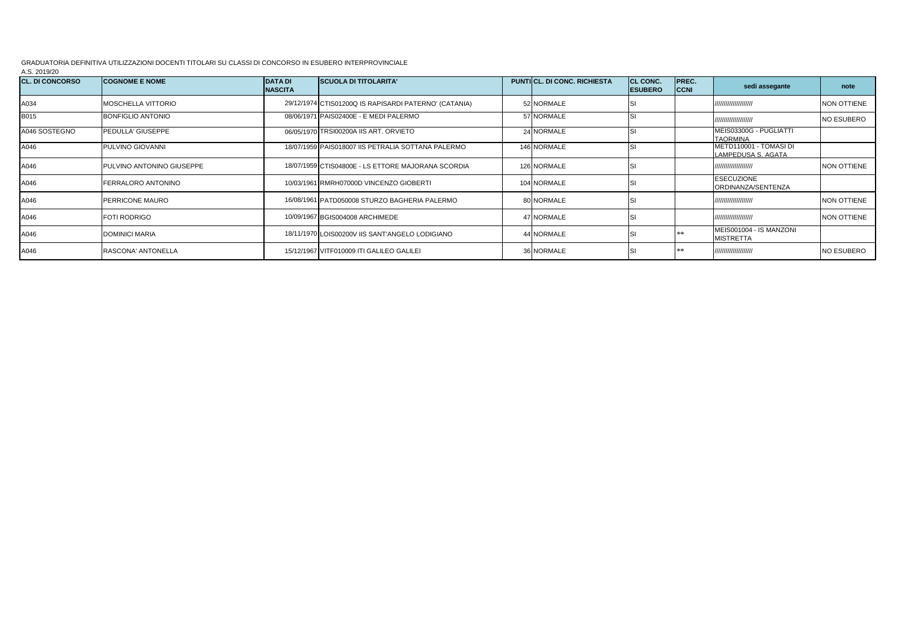GRADUATORIA DEFINITIVA UTILIZZAZIONI DOCENTI TITOLARI SU CLASSI DI CONCORSO IN ESUBERO INTERPROVINCIALE

A.S. 2019/20

| CL. DI CONCORSO | COGNOME E NOME | DATA DI NASCITA | SCUOLA DI TITOLARITA' | PUNTI | CL. DI CONC. RICHIESTA | CL CONC. ESUBERO | PREC. CCNI | sedi assegante | note |
|---|---|---|---|---|---|---|---|---|---|
| A034 | MOSCHELLA VITTORIO | 29/12/1974 | CTIS01200Q IS RAPISARDI PATERNO' (CATANIA) | 52 | NORMALE | SI | | /////////////////// | NON OTTIENE |
| B015 | BONFIGLIO ANTONIO | 08/06/1971 | PAIS02400E - E MEDI PALERMO | 57 | NORMALE | SI | | /////////////////// | NO ESUBERO |
| A046 SOSTEGNO | PEDULLA' GIUSEPPE | 06/05/1970 | TRSI00200A IIS ART. ORVIETO | 24 | NORMALE | SI | | MEIS03300G - PUGLIATTI TAORMINA | |
| A046 | PULVINO GIOVANNI | 18/07/1959 | PAIS018007 IIS PETRALIA SOTTANA PALERMO | 146 | NORMALE | SI | | METD110001 - TOMASI DI LAMPEDUSA S. AGATA | |
| A046 | PULVINO ANTONINO GIUSEPPE | 18/07/1959 | CTIS04800E - LS ETTORE MAJORANA SCORDIA | 126 | NORMALE | SI | | /////////////////// | NON OTTIENE |
| A046 | FERRALORO ANTONINO | 10/03/1961 | RMRH07000D VINCENZO GIOBERTI | 104 | NORMALE | SI | | ESECUZIONE ORDINANZA/SENTENZA | |
| A046 | PERRICONE MAURO | 16/08/1961 | PATD050008 STURZO BAGHERIA PALERMO | 80 | NORMALE | SI | | /////////////////// | NON OTTIENE |
| A046 | FOTI RODRIGO | 10/09/1967 | BGIS004008 ARCHIMEDE | 47 | NORMALE | SI | | /////////////////// | NON OTTIENE |
| A046 | DOMINICI MARIA | 18/11/1970 | LOIS00200V IIS SANT'ANGELO LODIGIANO | 44 | NORMALE | SI | ** | MEIS001004 - IS MANZONI MISTRETTA | |
| A046 | RASCONA' ANTONELLA | 15/12/1967 | VITF010009 ITI GALILEO GALILEI | 36 | NORMALE | SI | ** | /////////////////// | NO ESUBERO |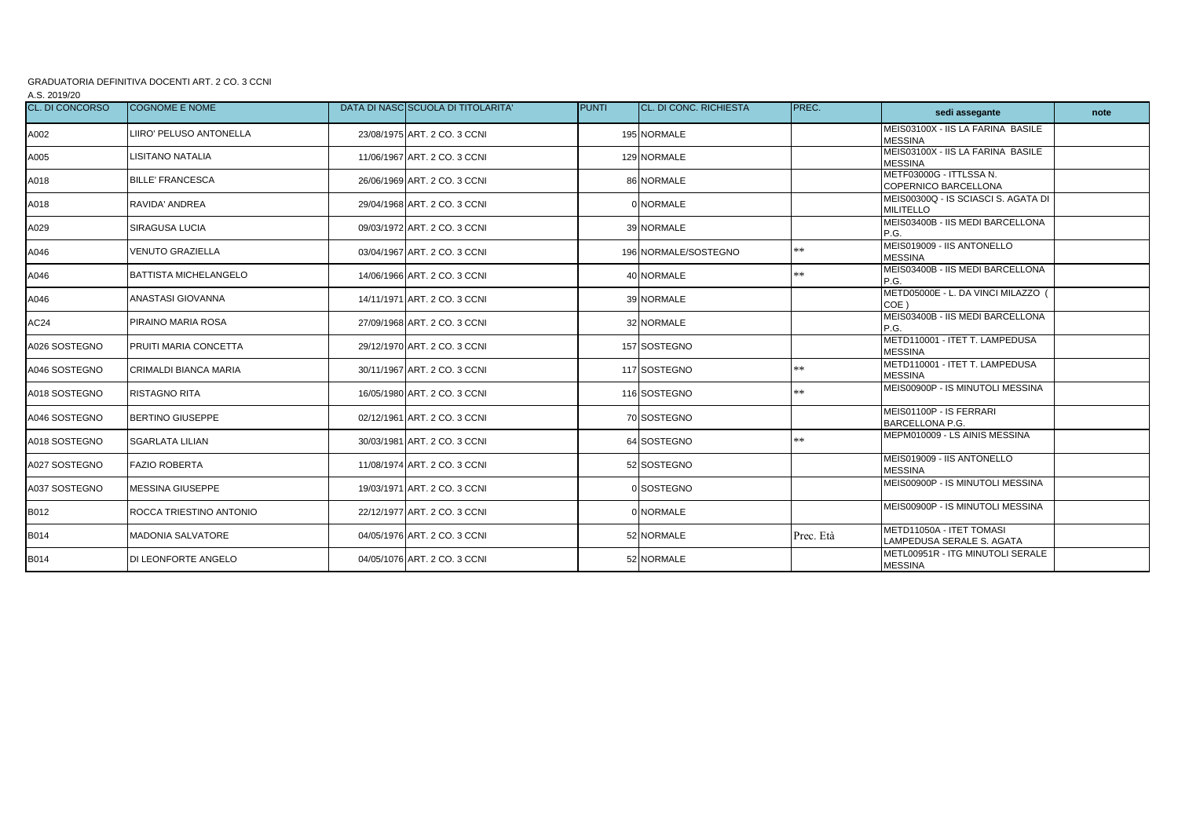GRADUATORIA DEFINITIVA DOCENTI ART. 2 CO. 3 CCNI

A.S. 2019/20

| CL. DI CONCORSO | COGNOME E NOME | DATA DI NASC | SCUOLA DI TITOLARITA' | PUNTI | CL. DI CONC. RICHIESTA | PREC. | sedi assegante | note |
|---|---|---|---|---|---|---|---|---|
| A002 | LIIRO' PELUSO ANTONELLA | 23/08/1975 | ART. 2 CO. 3 CCNI | 195 | NORMALE | | MEIS03100X - IIS LA FARINA BASILE MESSINA | |
| A005 | LISITANO NATALIA | 11/06/1967 | ART. 2 CO. 3 CCNI | 129 | NORMALE | | MEIS03100X - IIS LA FARINA BASILE MESSINA | |
| A018 | BILLE' FRANCESCA | 26/06/1969 | ART. 2 CO. 3 CCNI | 86 | NORMALE | | METF03000G - ITTLSSA N. COPERNICO BARCELLONA | |
| A018 | RAVIDA' ANDREA | 29/04/1968 | ART. 2 CO. 3 CCNI | 0 | NORMALE | | MEIS00300Q - IS SCIASCI S. AGATA DI MILITELLO | |
| A029 | SIRAGUSA LUCIA | 09/03/1972 | ART. 2 CO. 3 CCNI | 39 | NORMALE | | MEIS03400B - IIS MEDI BARCELLONA P.G. | |
| A046 | VENUTO GRAZIELLA | 03/04/1967 | ART. 2 CO. 3 CCNI | 196 | NORMALE/SOSTEGNO | ** | MEIS019009 - IIS ANTONELLO MESSINA | |
| A046 | BATTISTA MICHELANGELO | 14/06/1966 | ART. 2 CO. 3 CCNI | 40 | NORMALE | ** | MEIS03400B - IIS MEDI BARCELLONA P.G. | |
| A046 | ANASTASI GIOVANNA | 14/11/1971 | ART. 2 CO. 3 CCNI | 39 | NORMALE | | METD05000E - L. DA VINCI MILAZZO ( COE ) | |
| AC24 | PIRAINO MARIA ROSA | 27/09/1968 | ART. 2 CO. 3 CCNI | 32 | NORMALE | | MEIS03400B - IIS MEDI BARCELLONA P.G. | |
| A026 SOSTEGNO | PRUITI MARIA CONCETTA | 29/12/1970 | ART. 2 CO. 3 CCNI | 157 | SOSTEGNO | | METD110001 - ITET T. LAMPEDUSA MESSINA | |
| A046 SOSTEGNO | CRIMALDI BIANCA MARIA | 30/11/1967 | ART. 2 CO. 3 CCNI | 117 | SOSTEGNO | ** | METD110001 - ITET T. LAMPEDUSA MESSINA | |
| A018 SOSTEGNO | RISTAGNO RITA | 16/05/1980 | ART. 2 CO. 3 CCNI | 116 | SOSTEGNO | ** | MEIS00900P - IS MINUTOLI MESSINA | |
| A046 SOSTEGNO | BERTINO GIUSEPPE | 02/12/1961 | ART. 2 CO. 3 CCNI | 70 | SOSTEGNO | | MEIS01100P - IS FERRARI BARCELLONA P.G. | |
| A018 SOSTEGNO | SGARLATA LILIAN | 30/03/1981 | ART. 2 CO. 3 CCNI | 64 | SOSTEGNO | ** | MEPM010009 - LS AINIS MESSINA | |
| A027 SOSTEGNO | FAZIO ROBERTA | 11/08/1974 | ART. 2 CO. 3 CCNI | 52 | SOSTEGNO | | MEIS019009 - IIS ANTONELLO MESSINA | |
| A037 SOSTEGNO | MESSINA GIUSEPPE | 19/03/1971 | ART. 2 CO. 3 CCNI | 0 | SOSTEGNO | | MEIS00900P - IS MINUTOLI MESSINA | |
| B012 | ROCCA TRIESTINO ANTONIO | 22/12/1977 | ART. 2 CO. 3 CCNI | 0 | NORMALE | | MEIS00900P - IS MINUTOLI MESSINA | |
| B014 | MADONIA SALVATORE | 04/05/1976 | ART. 2 CO. 3 CCNI | 52 | NORMALE | Prec. Età | METD11050A - ITET TOMASI LAMPEDUSA SERALE S. AGATA | |
| B014 | DI LEONFORTE ANGELO | 04/05/1076 | ART. 2 CO. 3 CCNI | 52 | NORMALE | | METL00951R - ITG MINUTOLI SERALE MESSINA | |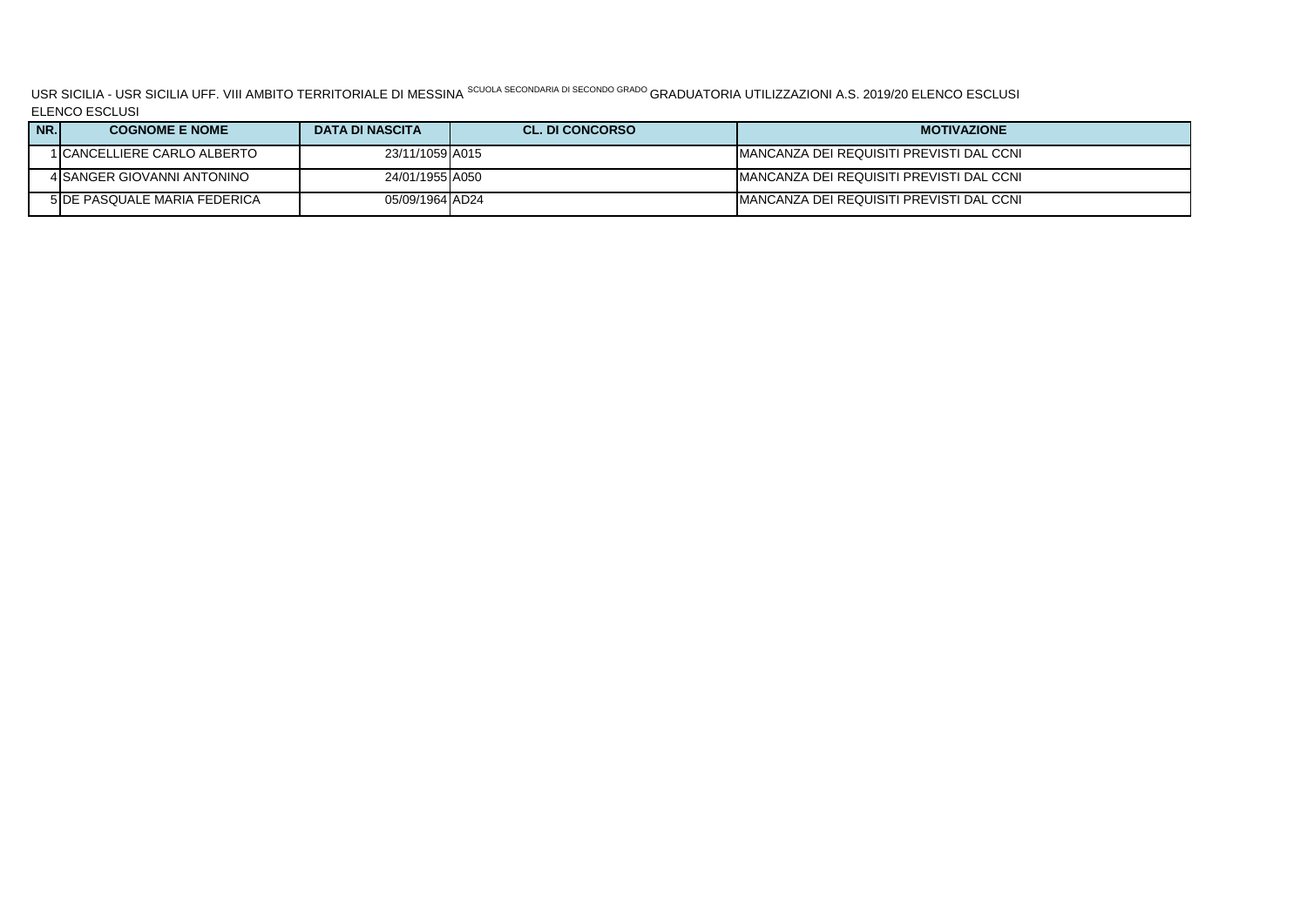USR SICILIA - USR SICILIA UFF. VIII AMBITO TERRITORIALE DI MESSINA SCUOLA SECONDARIA DI SECONDO GRADO GRADUATORIA UTILIZZAZIONI A.S. 2019/20 ELENCO ESCLUSI

ELENCO ESCLUSI

| NR. | COGNOME E NOME | DATA DI NASCITA | CL. DI CONCORSO | MOTIVAZIONE |
|---|---|---|---|---|
| 1 | CANCELLIERE CARLO ALBERTO | 23/11/1059 | A015 | MANCANZA DEI REQUISITI PREVISTI DAL CCNI |
| 4 | SANGER GIOVANNI ANTONINO | 24/01/1955 | A050 | MANCANZA DEI REQUISITI PREVISTI DAL CCNI |
| 5 | DE PASQUALE MARIA FEDERICA | 05/09/1964 | AD24 | MANCANZA DEI REQUISITI PREVISTI DAL CCNI |